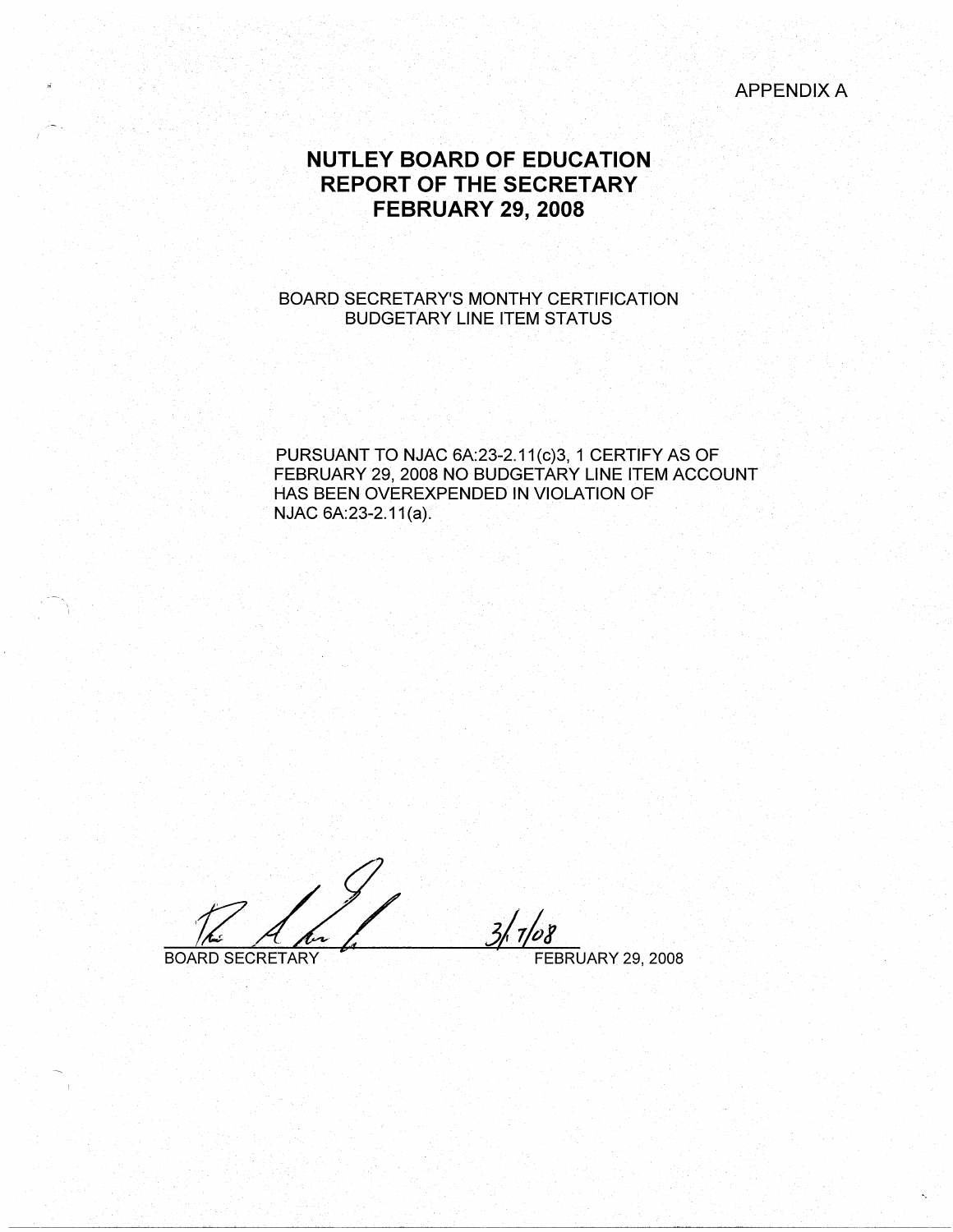APPENDIX A

# NUTLEY BOARD OF EDUCATION
# REPORT OF THE SECRETARY
# FEBRUARY 29, 2008

BOARD SECRETARY'S MONTHY CERTIFICATION
BUDGETARY LINE ITEM STATUS

PURSUANT TO NJAC 6A:23-2.11(c)3, 1 CERTIFY AS OF FEBRUARY 29, 2008 NO BUDGETARY LINE ITEM ACCOUNT HAS BEEN OVEREXPENDED IN VIOLATION OF NJAC 6A:23-2.11(a).

3/7/08

BOARD SECRETARY FEBRUARY 29, 2008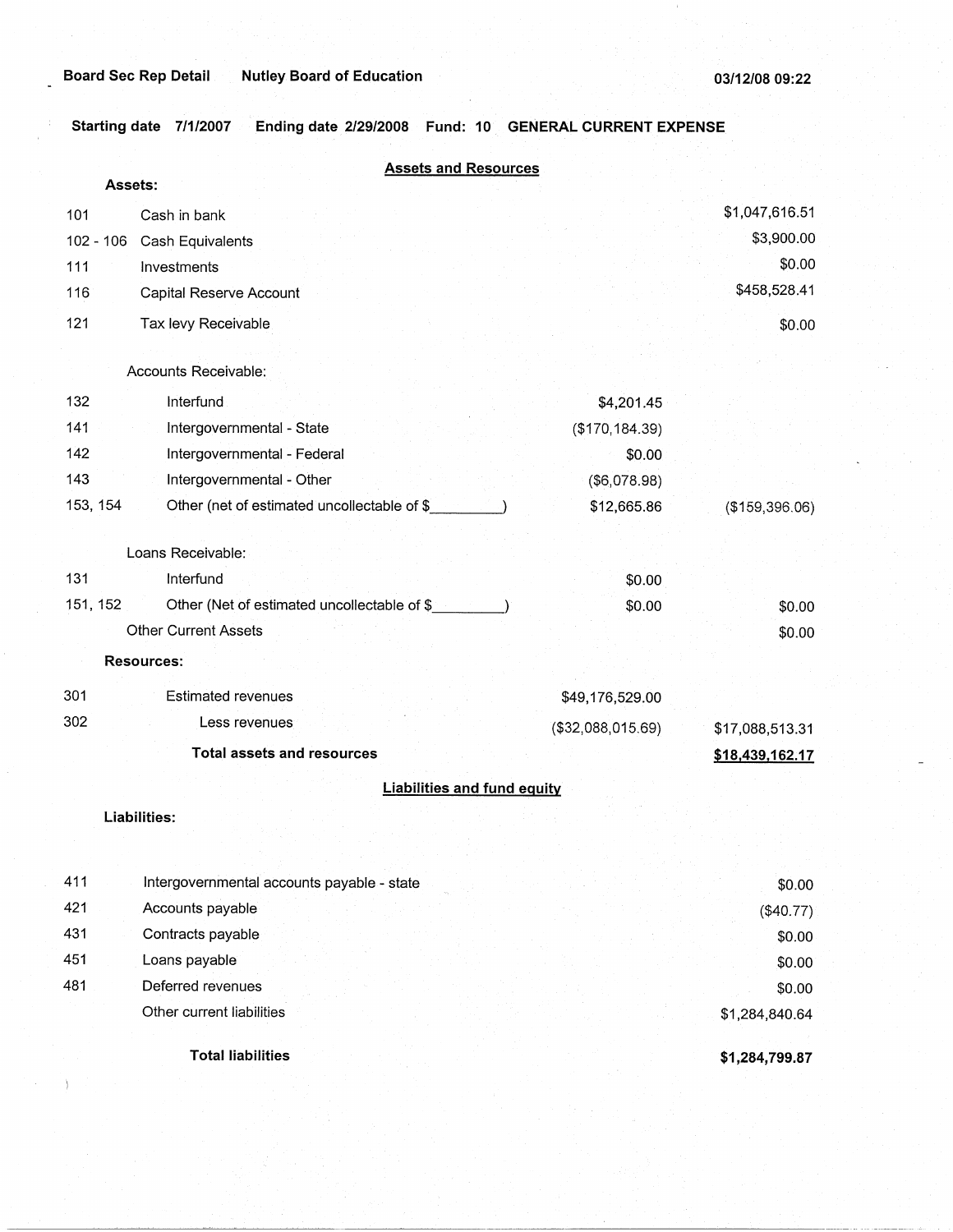Board Sec Rep Detail Nutley Board of Education 03/12/08 09:22

**Starting date 7/1/2007 Ending date 2/29/2008 Fund: 10 GENERAL CURRENT EXPENSE**

## Assets and Resources

**Assets:**

| | | | |
|---|---|---|---|
| 101 | Cash in bank | | $1,047,616.51 |
| 102 - 106 | Cash Equivalents | | $3,900.00 |
| 111 | Investments | | $0.00 |
| 116 | Capital Reserve Account | | $458,528.41 |
| 121 | Tax levy Receivable | | $0.00 |
| | Accounts Receivable: | | |
| 132 | Interfund | $4,201.45 | |
| 141 | Intergovernmental - State | ($170,184.39) | |
| 142 | Intergovernmental - Federal | $0.00 | |
| 143 | Intergovernmental - Other | ($6,078.98) | |
| 153, 154 | Other (net of estimated uncollectable of $_________) | $12,665.86 | ($159,396.06) |
| | Loans Receivable: | | |
| 131 | Interfund | $0.00 | |
| 151, 152 | Other (Net of estimated uncollectable of $_________) | $0.00 | $0.00 |
| | Other Current Assets | | $0.00 |
| | **Resources:** | | |
| 301 | Estimated revenues | $49,176,529.00 | |
| 302 | Less revenues | ($32,088,015.69) | $17,088,513.31 |
| | **Total assets and resources** | | **$18,439,162.17** |

## Liabilities and fund equity

**Liabilities:**

| | | |
|---|---|---|
| 411 | Intergovernmental accounts payable - state | $0.00 |
| 421 | Accounts payable | ($40.77) |
| 431 | Contracts payable | $0.00 |
| 451 | Loans payable | $0.00 |
| 481 | Deferred revenues | $0.00 |
| | Other current liabilities | $1,284,840.64 |
| | **Total liabilities** | **$1,284,799.87** |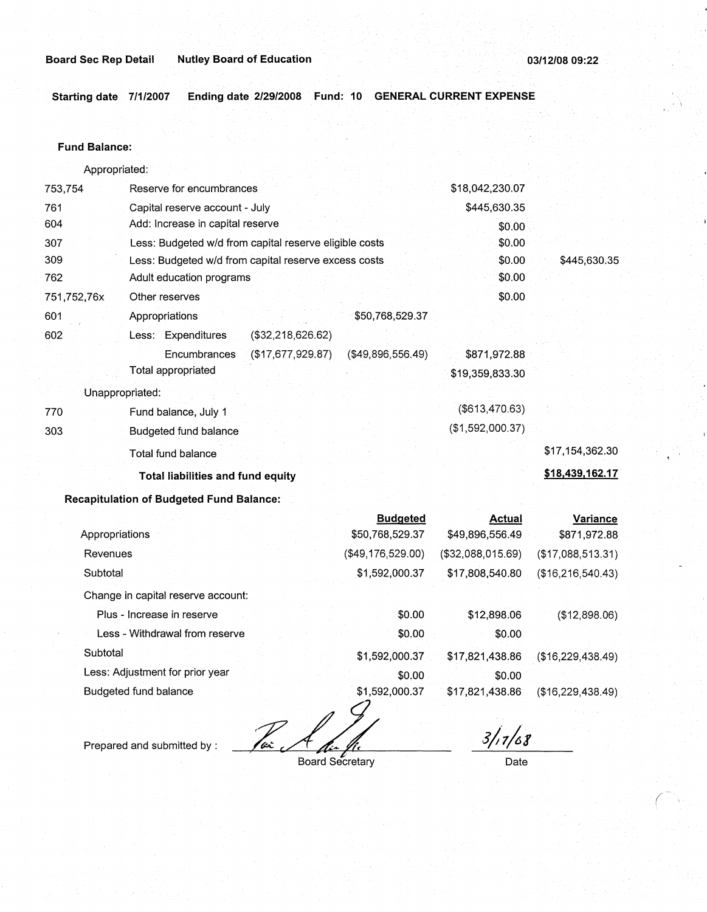**Board Sec Rep Detail** **Nutley Board of Education** **03/12/08 09:22**

**Starting date 7/1/2007** **Ending date 2/29/2008** **Fund: 10** **GENERAL CURRENT EXPENSE**

**Fund Balance:**

| | | | | | | |
|---|---|---|---|---|---|---|
| | Appropriated: | | | | | |
| 753,754 | Reserve for encumbrances | | | | $18,042,230.07 | |
| 761 | Capital reserve account - July | | | | $445,630.35 | |
| 604 | Add: Increase in capital reserve | | | | $0.00 | |
| 307 | Less: Budgeted w/d from capital reserve eligible costs | | | | $0.00 | |
| 309 | Less: Budgeted w/d from capital reserve excess costs | | | | $0.00 | $445,630.35 |
| 762 | Adult education programs | | | | $0.00 | |
| 751,752,76x | Other reserves | | | | $0.00 | |
| 601 | Appropriations | | | $50,768,529.37 | | |
| 602 | Less: Expenditures | ($32,218,626.62) | | | | |
| | Encumbrances | ($17,677,929.87) | | ($49,896,556.49) | $871,972.88 | |
| | Total appropriated | | | | $19,359,833.30 | |
| | Unappropriated: | | | | | |
| 770 | Fund balance, July 1 | | | | ($613,470.63) | |
| 303 | Budgeted fund balance | | | | ($1,592,000.37) | |
| | Total fund balance | | | | | $17,154,362.30 |
| | **Total liabilities and fund equity** | | | | | **$18,439,162.17** |

**Recapitulation of Budgeted Fund Balance:**

| | Budgeted | Actual | Variance |
|---|---|---|---|
| Appropriations | $50,768,529.37 | $49,896,556.49 | $871,972.88 |
| Revenues | ($49,176,529.00) | ($32,088,015.69) | ($17,088,513.31) |
| Subtotal | $1,592,000.37 | $17,808,540.80 | ($16,216,540.43) |
| Change in capital reserve account: | | | |
| Plus - Increase in reserve | $0.00 | $12,898.06 | ($12,898.06) |
| Less - Withdrawal from reserve | $0.00 | $0.00 | |
| Subtotal | $1,592,000.37 | $17,821,438.86 | ($16,229,438.49) |
| Less: Adjustment for prior year | $0.00 | $0.00 | |
| Budgeted fund balance | $1,592,000.37 | $17,821,438.86 | ($16,229,438.49) |

Prepared and submitted by : ____________________ Board Secretary

3/17/08
Date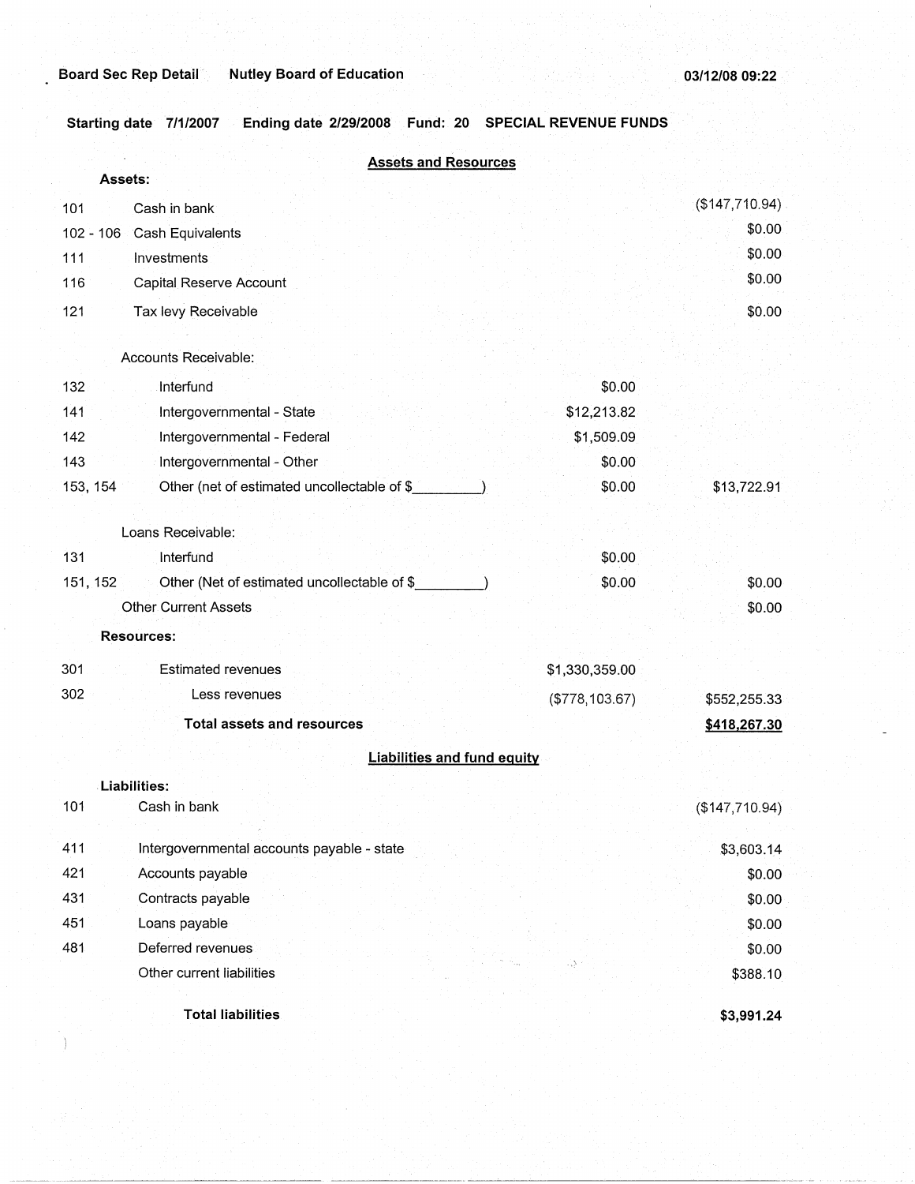Board Sec Rep Detail    Nutley Board of Education    03/12/08 09:22

**Starting date** 7/1/2007    **Ending date** 2/29/2008    **Fund: 20**    **SPECIAL REVENUE FUNDS**

## Assets and Resources

| Code | Description | | Amount |
|---|---|---|---|
| **Assets:** | | | |
| 101 | Cash in bank | | ($147,710.94) |
| 102 - 106 | Cash Equivalents | | $0.00 |
| 111 | Investments | | $0.00 |
| 116 | Capital Reserve Account | | $0.00 |
| 121 | Tax levy Receivable | | $0.00 |
| | Accounts Receivable: | | |
| 132 | Interfund | $0.00 | |
| 141 | Intergovernmental - State | $12,213.82 | |
| 142 | Intergovernmental - Federal | $1,509.09 | |
| 143 | Intergovernmental - Other | $0.00 | |
| 153, 154 | Other (net of estimated uncollectable of $\_\_\_\_\_\_\_\_\_) | $0.00 | $13,722.91 |
| | Loans Receivable: | | |
| 131 | Interfund | $0.00 | |
| 151, 152 | Other (Net of estimated uncollectable of $\_\_\_\_\_\_\_\_\_) | $0.00 | $0.00 |
| | Other Current Assets | | $0.00 |
| **Resources:** | | | |
| 301 | Estimated revenues | $1,330,359.00 | |
| 302 | Less revenues | ($778,103.67) | $552,255.33 |
| | **Total assets and resources** | | **$418,267.30** |

## Liabilities and fund equity

| Code | Description | Amount |
|---|---|---|
| **Liabilities:** | | |
| 101 | Cash in bank | ($147,710.94) |
| 411 | Intergovernmental accounts payable - state | $3,603.14 |
| 421 | Accounts payable | $0.00 |
| 431 | Contracts payable | $0.00 |
| 451 | Loans payable | $0.00 |
| 481 | Deferred revenues | $0.00 |
| | Other current liabilities | $388.10 |
| | **Total liabilities** | **$3,991.24** |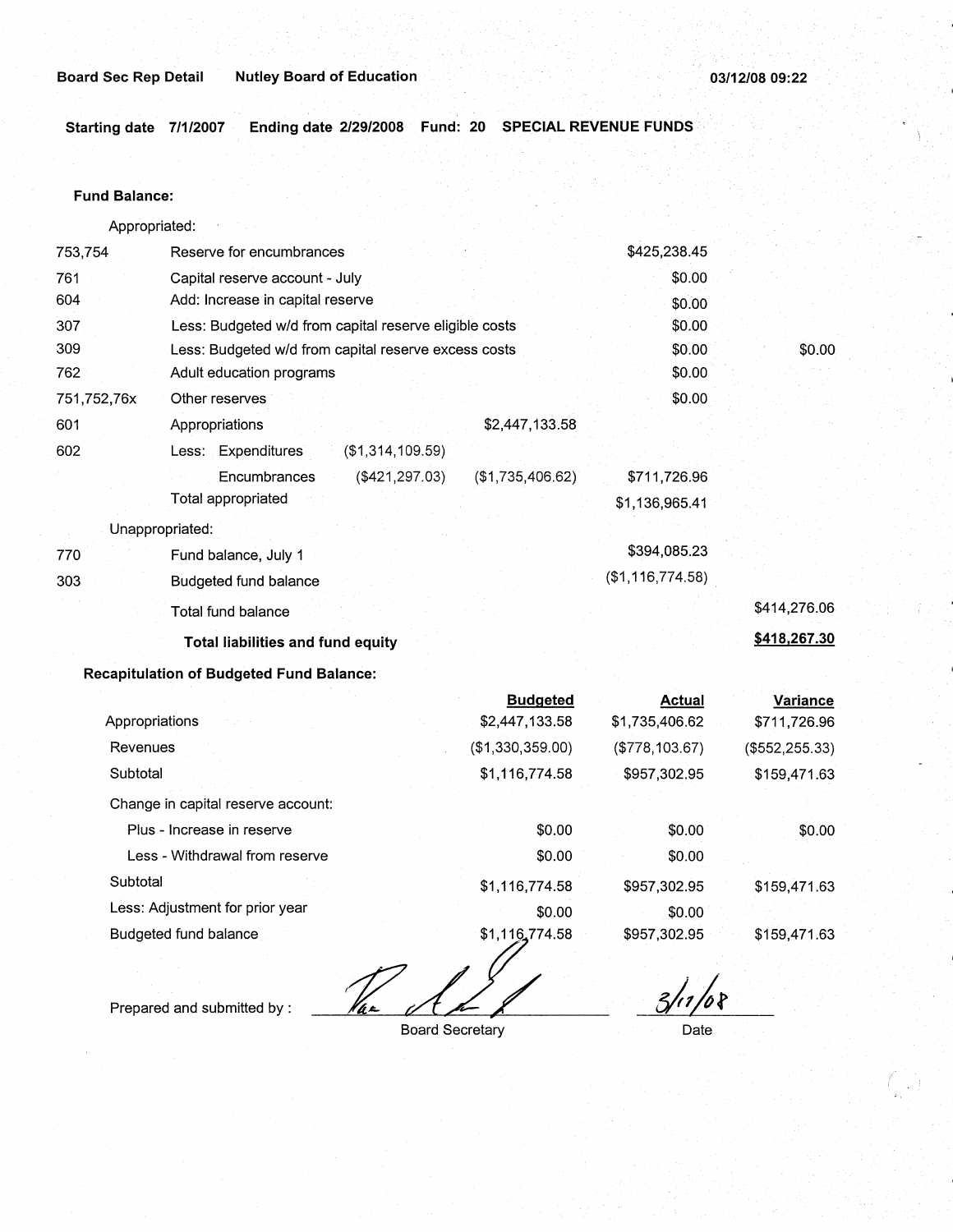Board Sec Rep Detail    Nutley Board of Education    03/12/08 09:22

**Starting date** 7/1/2007  **Ending date** 2/29/2008  **Fund: 20 SPECIAL REVENUE FUNDS**

**Fund Balance:**

| | | | | | |
|---|---|---|---|---|---|
| | Appropriated: | | | | |
| 753,754 | Reserve for encumbrances | | | $425,238.45 | |
| 761 | Capital reserve account - July | | | $0.00 | |
| 604 | Add: Increase in capital reserve | | | $0.00 | |
| 307 | Less: Budgeted w/d from capital reserve eligible costs | | | $0.00 | |
| 309 | Less: Budgeted w/d from capital reserve excess costs | | | $0.00 | $0.00 |
| 762 | Adult education programs | | | $0.00 | |
| 751,752,76x | Other reserves | | | $0.00 | |
| 601 | Appropriations | | $2,447,133.58 | | |
| 602 | Less: Expenditures | ($1,314,109.59) | | | |
| | Encumbrances | ($421,297.03) | ($1,735,406.62) | $711,726.96 | |
| | Total appropriated | | | $1,136,965.41 | |
| | Unappropriated: | | | | |
| 770 | Fund balance, July 1 | | | $394,085.23 | |
| 303 | Budgeted fund balance | | | ($1,116,774.58) | |
| | Total fund balance | | | | $414,276.06 |
| | **Total liabilities and fund equity** | | | | **$418,267.30** |

**Recapitulation of Budgeted Fund Balance:**

| | Budgeted | Actual | Variance |
|---|---|---|---|
| Appropriations | $2,447,133.58 | $1,735,406.62 | $711,726.96 |
| Revenues | ($1,330,359.00) | ($778,103.67) | ($552,255.33) |
| Subtotal | $1,116,774.58 | $957,302.95 | $159,471.63 |
| Change in capital reserve account: | | | |
| Plus - Increase in reserve | $0.00 | $0.00 | $0.00 |
| Less - Withdrawal from reserve | $0.00 | $0.00 | |
| Subtotal | $1,116,774.58 | $957,302.95 | $159,471.63 |
| Less: Adjustment for prior year | $0.00 | $0.00 | |
| Budgeted fund balance | $1,116,774.58 | $957,302.95 | $159,471.63 |

Prepared and submitted by : ______________________ Board Secretary    3/11/08 Date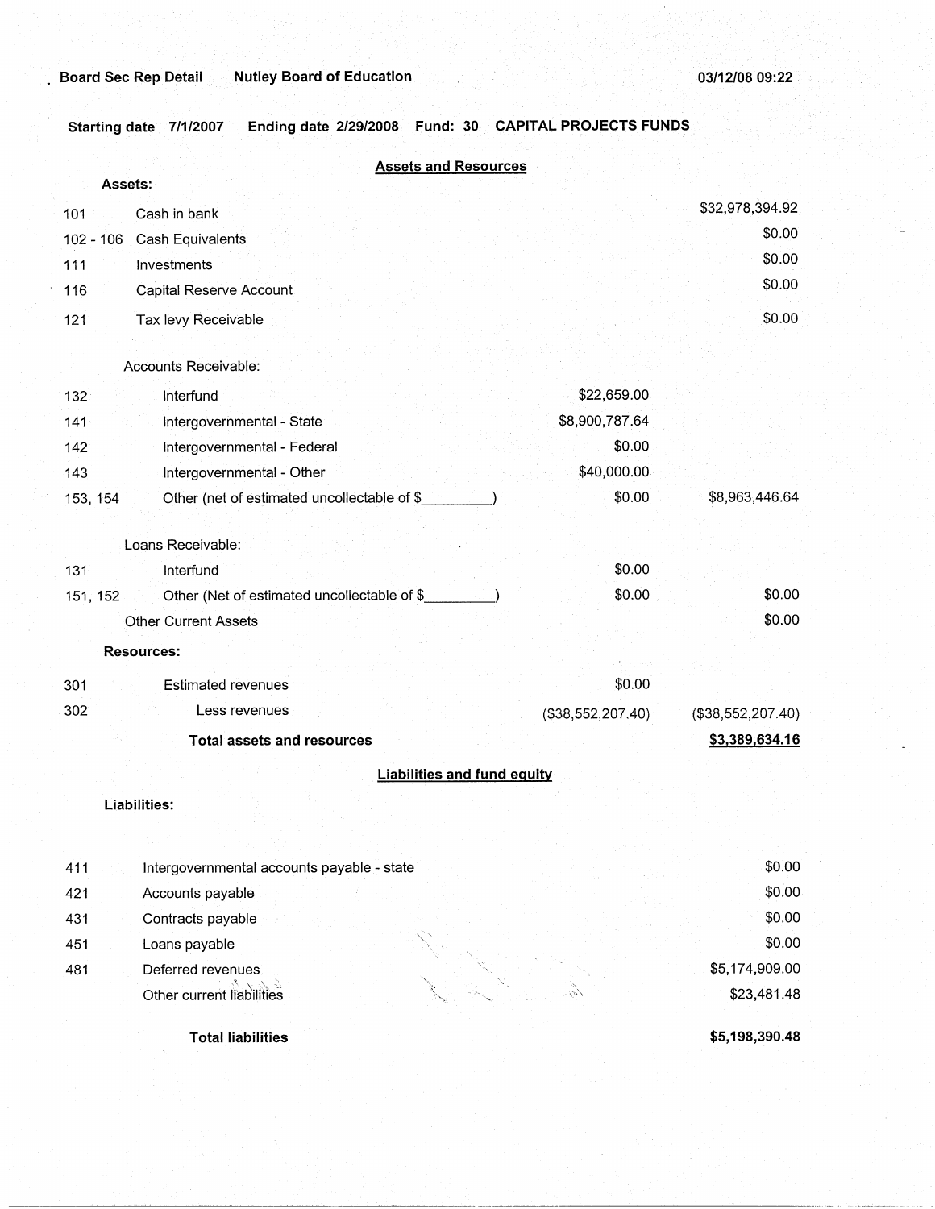Board Sec Rep Detail    Nutley Board of Education    03/12/08 09:22

**Starting date** 7/1/2007    **Ending date** 2/29/2008    **Fund:** 30    **CAPITAL PROJECTS FUNDS**

## Assets and Resources

| Code | Description | | Amount |
|---|---|---|---|
| | **Assets:** | | |
| 101 | Cash in bank | | $32,978,394.92 |
| 102 - 106 | Cash Equivalents | | $0.00 |
| 111 | Investments | | $0.00 |
| 116 | Capital Reserve Account | | $0.00 |
| 121 | Tax levy Receivable | | $0.00 |
| | Accounts Receivable: | | |
| 132 | Interfund | $22,659.00 | |
| 141 | Intergovernmental - State | $8,900,787.64 | |
| 142 | Intergovernmental - Federal | $0.00 | |
| 143 | Intergovernmental - Other | $40,000.00 | |
| 153, 154 | Other (net of estimated uncollectable of $_________) | $0.00 | $8,963,446.64 |
| | Loans Receivable: | | |
| 131 | Interfund | $0.00 | |
| 151, 152 | Other (Net of estimated uncollectable of $_________) | $0.00 | $0.00 |
| | Other Current Assets | | $0.00 |
| | **Resources:** | | |
| 301 | Estimated revenues | $0.00 | |
| 302 | Less revenues | ($38,552,207.40) | ($38,552,207.40) |
| | **Total assets and resources** | | **$3,389,634.16** |

## Liabilities and fund equity

| Code | Description | Amount |
|---|---|---|
| | **Liabilities:** | |
| 411 | Intergovernmental accounts payable - state | $0.00 |
| 421 | Accounts payable | $0.00 |
| 431 | Contracts payable | $0.00 |
| 451 | Loans payable | $0.00 |
| 481 | Deferred revenues | $5,174,909.00 |
| | Other current liabilities | $23,481.48 |
| | **Total liabilities** | **$5,198,390.48** |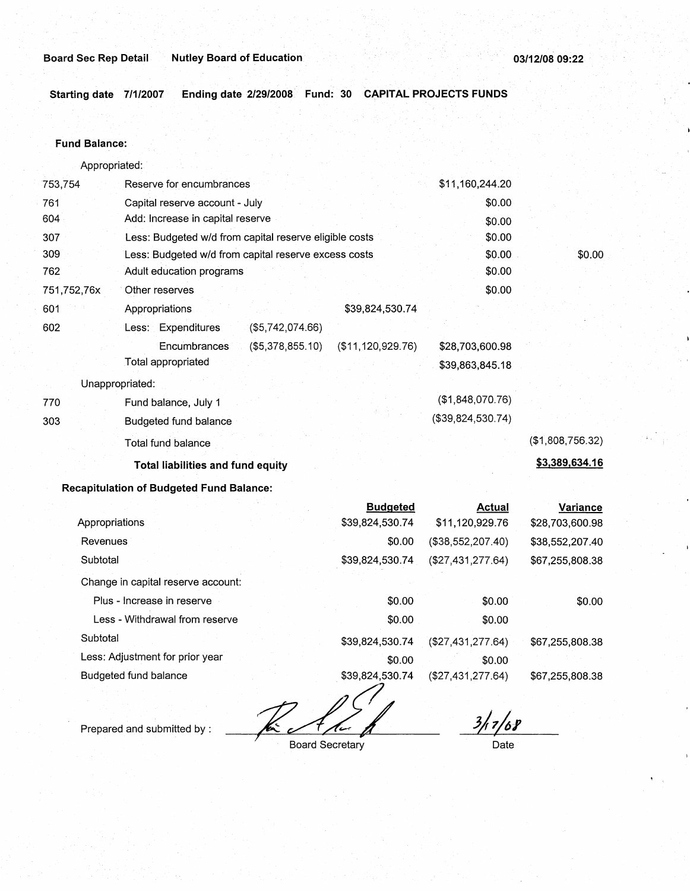Board Sec Rep Detail    Nutley Board of Education    03/12/08 09:22

Starting date 7/1/2007    Ending date 2/29/2008    Fund: 30    CAPITAL PROJECTS FUNDS

**Fund Balance:**

| | | | | | |
|---|---|---|---|---|---|
| | Appropriated: | | | | |
| 753,754 | Reserve for encumbrances | | | $11,160,244.20 | |
| 761 | Capital reserve account - July | | | $0.00 | |
| 604 | Add: Increase in capital reserve | | | $0.00 | |
| 307 | Less: Budgeted w/d from capital reserve eligible costs | | | $0.00 | |
| 309 | Less: Budgeted w/d from capital reserve excess costs | | | $0.00 | $0.00 |
| 762 | Adult education programs | | | $0.00 | |
| 751,752,76x | Other reserves | | | $0.00 | |
| 601 | Appropriations | | $39,824,530.74 | | |
| 602 | Less: Expenditures | ($5,742,074.66) | | | |
| | Encumbrances | ($5,378,855.10) | ($11,120,929.76) | $28,703,600.98 | |
| | Total appropriated | | | $39,863,845.18 | |
| | Unappropriated: | | | | |
| 770 | Fund balance, July 1 | | | ($1,848,070.76) | |
| 303 | Budgeted fund balance | | | ($39,824,530.74) | |
| | Total fund balance | | | | ($1,808,756.32) |
| | **Total liabilities and fund equity** | | | | **$3,389,634.16** |

**Recapitulation of Budgeted Fund Balance:**

| | Budgeted | Actual | Variance |
|---|---|---|---|
| Appropriations | $39,824,530.74 | $11,120,929.76 | $28,703,600.98 |
| Revenues | $0.00 | ($38,552,207.40) | $38,552,207.40 |
| Subtotal | $39,824,530.74 | ($27,431,277.64) | $67,255,808.38 |
| Change in capital reserve account: | | | |
| Plus - Increase in reserve | $0.00 | $0.00 | $0.00 |
| Less - Withdrawal from reserve | $0.00 | $0.00 | |
| Subtotal | $39,824,530.74 | ($27,431,277.64) | $67,255,808.38 |
| Less: Adjustment for prior year | $0.00 | $0.00 | |
| Budgeted fund balance | $39,824,530.74 | ($27,431,277.64) | $67,255,808.38 |

Prepared and submitted by : ______________________ Board Secretary    3/17/08 Date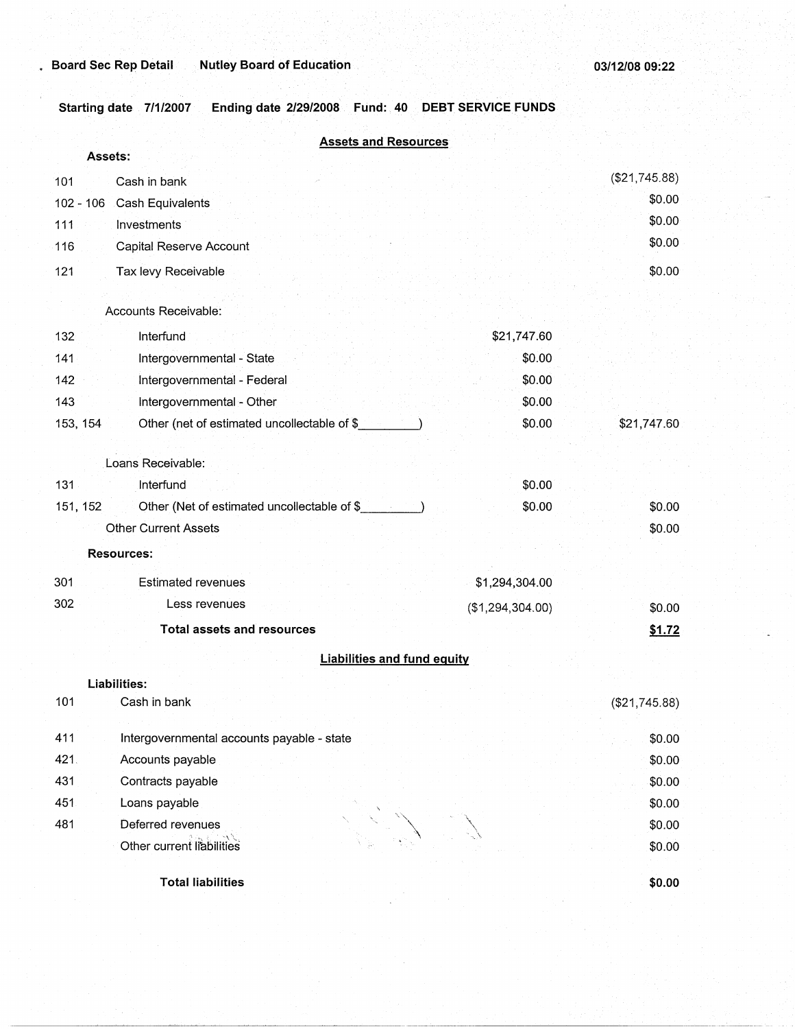Board Sec Rep Detail    Nutley Board of Education    03/12/08 09:22

**Starting date** 7/1/2007    **Ending date** 2/29/2008    **Fund:** 40    **DEBT SERVICE FUNDS**

## Assets and Resources

| Code | Description | | |
|---|---|---|---|
| | **Assets:** | | |
| 101 | Cash in bank | | ($21,745.88) |
| 102 - 106 | Cash Equivalents | | $0.00 |
| 111 | Investments | | $0.00 |
| 116 | Capital Reserve Account | | $0.00 |
| 121 | Tax levy Receivable | | $0.00 |
| | Accounts Receivable: | | |
| 132 | Interfund | $21,747.60 | |
| 141 | Intergovernmental - State | $0.00 | |
| 142 | Intergovernmental - Federal | $0.00 | |
| 143 | Intergovernmental - Other | $0.00 | |
| 153, 154 | Other (net of estimated uncollectable of $_________) | $0.00 | $21,747.60 |
| | Loans Receivable: | | |
| 131 | Interfund | $0.00 | |
| 151, 152 | Other (Net of estimated uncollectable of $_________) | $0.00 | $0.00 |
| | Other Current Assets | | $0.00 |
| | **Resources:** | | |
| 301 | Estimated revenues | $1,294,304.00 | |
| 302 | Less revenues | ($1,294,304.00) | $0.00 |
| | **Total assets and resources** | | **$1.72** |

## Liabilities and fund equity

| Code | Description | |
|---|---|---|
| | **Liabilities:** | |
| 101 | Cash in bank | ($21,745.88) |
| 411 | Intergovernmental accounts payable - state | $0.00 |
| 421 | Accounts payable | $0.00 |
| 431 | Contracts payable | $0.00 |
| 451 | Loans payable | $0.00 |
| 481 | Deferred revenues | $0.00 |
| | Other current liabilities | $0.00 |
| | **Total liabilities** | **$0.00** |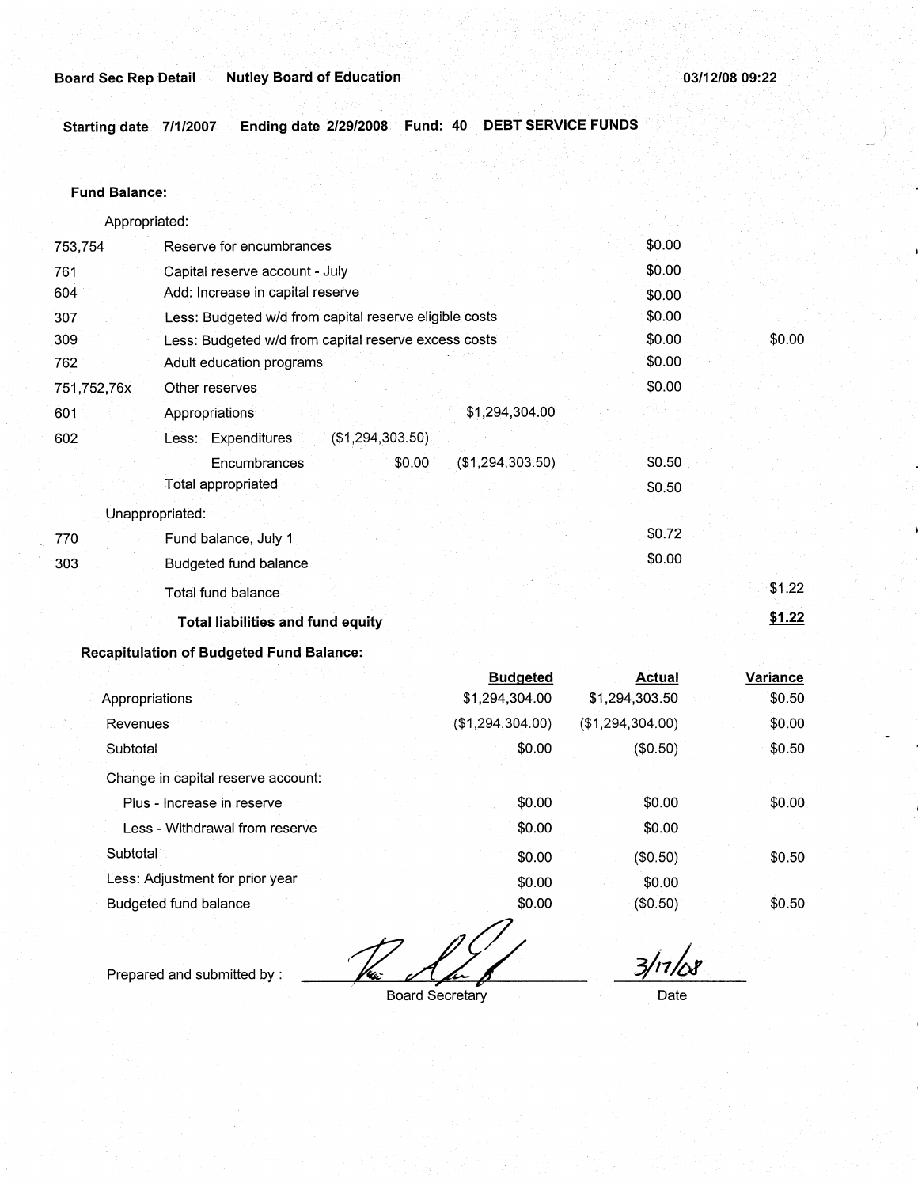**Board Sec Rep Detail** **Nutley Board of Education** **03/12/08 09:22**

**Starting date 7/1/2007** **Ending date 2/29/2008** **Fund: 40** **DEBT SERVICE FUNDS**

**Fund Balance:**

| | | | | | |
|---|---|---|---|---|---|
| | Appropriated: | | | | |
| 753,754 | Reserve for encumbrances | | | $0.00 | |
| 761 | Capital reserve account - July | | | $0.00 | |
| 604 | Add: Increase in capital reserve | | | $0.00 | |
| 307 | Less: Budgeted w/d from capital reserve eligible costs | | | $0.00 | |
| 309 | Less: Budgeted w/d from capital reserve excess costs | | | $0.00 | $0.00 |
| 762 | Adult education programs | | | $0.00 | |
| 751,752,76x | Other reserves | | | $0.00 | |
| 601 | Appropriations | | $1,294,304.00 | | |
| 602 | Less: Expenditures | ($1,294,303.50) | | | |
| | Encumbrances | $0.00 | ($1,294,303.50) | $0.50 | |
| | Total appropriated | | | $0.50 | |
| | Unappropriated: | | | | |
| 770 | Fund balance, July 1 | | | $0.72 | |
| 303 | Budgeted fund balance | | | $0.00 | |
| | Total fund balance | | | | $1.22 |
| | **Total liabilities and fund equity** | | | | **$1.22** |

**Recapitulation of Budgeted Fund Balance:**

| | Budgeted | Actual | Variance |
|---|---|---|---|
| Appropriations | $1,294,304.00 | $1,294,303.50 | $0.50 |
| Revenues | ($1,294,304.00) | ($1,294,304.00) | $0.00 |
| Subtotal | $0.00 | ($0.50) | $0.50 |
| Change in capital reserve account: | | | |
| Plus - Increase in reserve | $0.00 | $0.00 | $0.00 |
| Less - Withdrawal from reserve | $0.00 | $0.00 | |
| Subtotal | $0.00 | ($0.50) | $0.50 |
| Less: Adjustment for prior year | $0.00 | $0.00 | |
| Budgeted fund balance | $0.00 | ($0.50) | $0.50 |

Prepared and submitted by : ____________________ Board Secretary

3/17/08 Date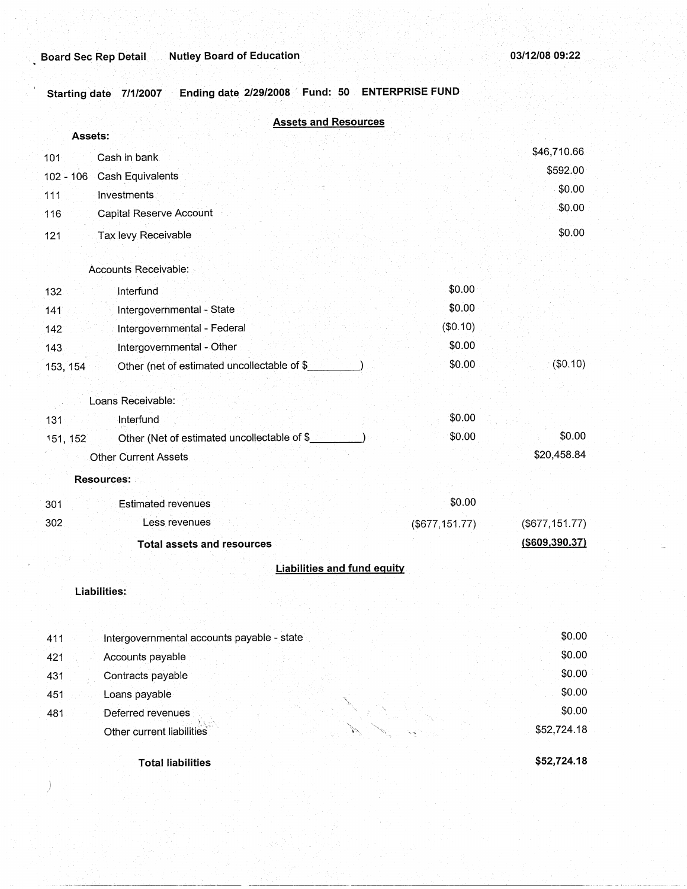Board Sec Rep Detail Nutley Board of Education 03/12/08 09:22

Starting date 7/1/2007 Ending date 2/29/2008 Fund: 50 ENTERPRISE FUND

## Assets and Resources

| | | | |
|---|---|---|---|
| **Assets:** | | | |
| 101 | Cash in bank | | $46,710.66 |
| 102 - 106 | Cash Equivalents | | $592.00 |
| 111 | Investments | | $0.00 |
| 116 | Capital Reserve Account | | $0.00 |
| 121 | Tax levy Receivable | | $0.00 |
| | Accounts Receivable: | | |
| 132 | Interfund | $0.00 | |
| 141 | Intergovernmental - State | $0.00 | |
| 142 | Intergovernmental - Federal | ($0.10) | |
| 143 | Intergovernmental - Other | $0.00 | |
| 153, 154 | Other (net of estimated uncollectable of $_________) | $0.00 | ($0.10) |
| | Loans Receivable: | | |
| 131 | Interfund | $0.00 | |
| 151, 152 | Other (Net of estimated uncollectable of $_________) | $0.00 | $0.00 |
| | Other Current Assets | | $20,458.84 |
| **Resources:** | | | |
| 301 | Estimated revenues | $0.00 | |
| 302 | Less revenues | ($677,151.77) | ($677,151.77) |
| | **Total assets and resources** | | **($609,390.37)** |

## Liabilities and fund equity

| | | |
|---|---|---|
| **Liabilities:** | | |
| 411 | Intergovernmental accounts payable - state | $0.00 |
| 421 | Accounts payable | $0.00 |
| 431 | Contracts payable | $0.00 |
| 451 | Loans payable | $0.00 |
| 481 | Deferred revenues | $0.00 |
| | Other current liabilities | $52,724.18 |
| | **Total liabilities** | **$52,724.18** |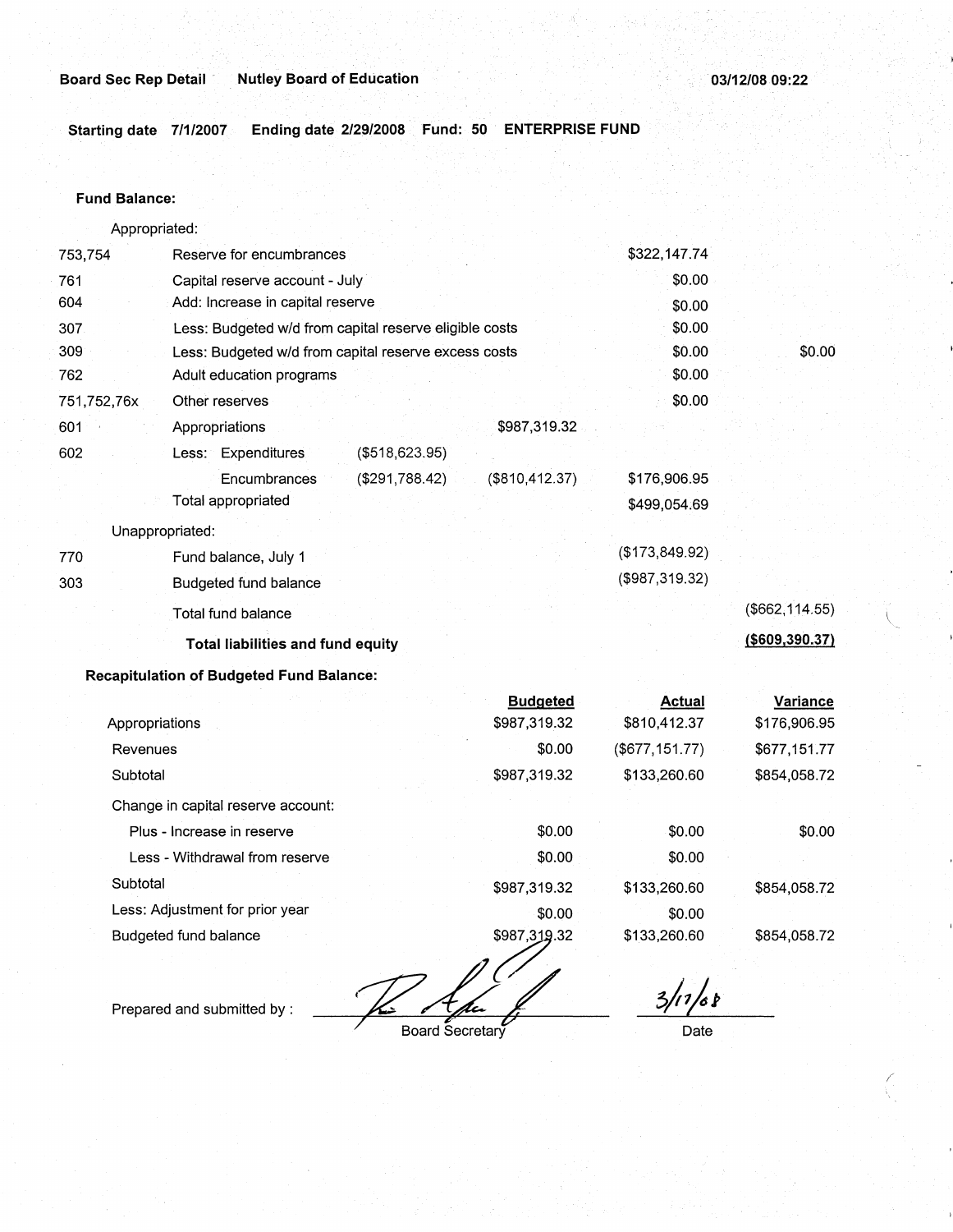**Board Sec Rep Detail** **Nutley Board of Education** **03/12/08 09:22**

**Starting date 7/1/2007** **Ending date 2/29/2008** **Fund: 50** **ENTERPRISE FUND**

**Fund Balance:**

| | | | | | |
|---|---|---|---|---|---|
| | Appropriated: | | | | |
| 753,754 | Reserve for encumbrances | | | $322,147.74 | |
| 761 | Capital reserve account - July | | | $0.00 | |
| 604 | Add: Increase in capital reserve | | | $0.00 | |
| 307 | Less: Budgeted w/d from capital reserve eligible costs | | | $0.00 | |
| 309 | Less: Budgeted w/d from capital reserve excess costs | | | $0.00 | $0.00 |
| 762 | Adult education programs | | | $0.00 | |
| 751,752,76x | Other reserves | | | $0.00 | |
| 601 | Appropriations | | $987,319.32 | | |
| 602 | Less: Expenditures | ($518,623.95) | | | |
| | Encumbrances | ($291,788.42) | ($810,412.37) | $176,906.95 | |
| | Total appropriated | | | $499,054.69 | |
| | Unappropriated: | | | | |
| 770 | Fund balance, July 1 | | | ($173,849.92) | |
| 303 | Budgeted fund balance | | | ($987,319.32) | |
| | Total fund balance | | | | ($662,114.55) |
| | **Total liabilities and fund equity** | | | | **($609,390.37)** |

**Recapitulation of Budgeted Fund Balance:**

| | Budgeted | Actual | Variance |
|---|---|---|---|
| Appropriations | $987,319.32 | $810,412.37 | $176,906.95 |
| Revenues | $0.00 | ($677,151.77) | $677,151.77 |
| Subtotal | $987,319.32 | $133,260.60 | $854,058.72 |
| Change in capital reserve account: | | | |
| Plus - Increase in reserve | $0.00 | $0.00 | $0.00 |
| Less - Withdrawal from reserve | $0.00 | $0.00 | |
| Subtotal | $987,319.32 | $133,260.60 | $854,058.72 |
| Less: Adjustment for prior year | $0.00 | $0.00 | |
| Budgeted fund balance | $987,319.32 | $133,260.60 | $854,058.72 |

Prepared and submitted by : ____________________ Board Secretary    3/11/08 Date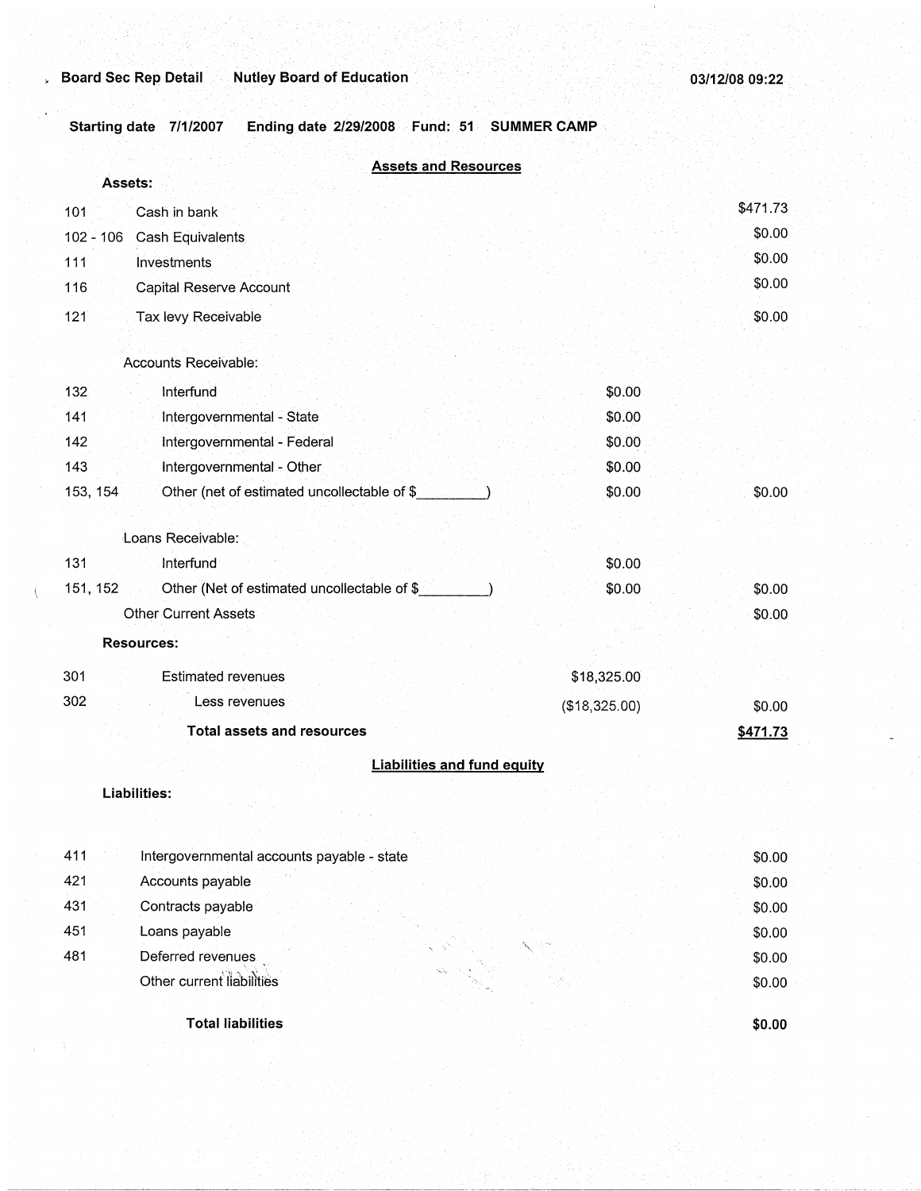Board Sec Rep Detail Nutley Board of Education 03/12/08 09:22

Starting date 7/1/2007 Ending date 2/29/2008 Fund: 51 SUMMER CAMP

## Assets and Resources

**Assets:**

| Code | Description | | Amount |
|---|---|---|---|
| 101 | Cash in bank | | $471.73 |
| 102 - 106 | Cash Equivalents | | $0.00 |
| 111 | Investments | | $0.00 |
| 116 | Capital Reserve Account | | $0.00 |
| 121 | Tax levy Receivable | | $0.00 |
| | Accounts Receivable: | | |
| 132 | Interfund | $0.00 | |
| 141 | Intergovernmental - State | $0.00 | |
| 142 | Intergovernmental - Federal | $0.00 | |
| 143 | Intergovernmental - Other | $0.00 | |
| 153, 154 | Other (net of estimated uncollectable of $_________) | $0.00 | $0.00 |
| | Loans Receivable: | | |
| 131 | Interfund | $0.00 | |
| 151, 152 | Other (Net of estimated uncollectable of $_________) | $0.00 | $0.00 |
| | Other Current Assets | | $0.00 |
| | **Resources:** | | |
| 301 | Estimated revenues | $18,325.00 | |
| 302 | Less revenues | ($18,325.00) | $0.00 |
| | **Total assets and resources** | | **$471.73** |

## Liabilities and fund equity

**Liabilities:**

| Code | Description | Amount |
|---|---|---|
| 411 | Intergovernmental accounts payable - state | $0.00 |
| 421 | Accounts payable | $0.00 |
| 431 | Contracts payable | $0.00 |
| 451 | Loans payable | $0.00 |
| 481 | Deferred revenues | $0.00 |
| | Other current liabilities | $0.00 |
| | **Total liabilities** | **$0.00** |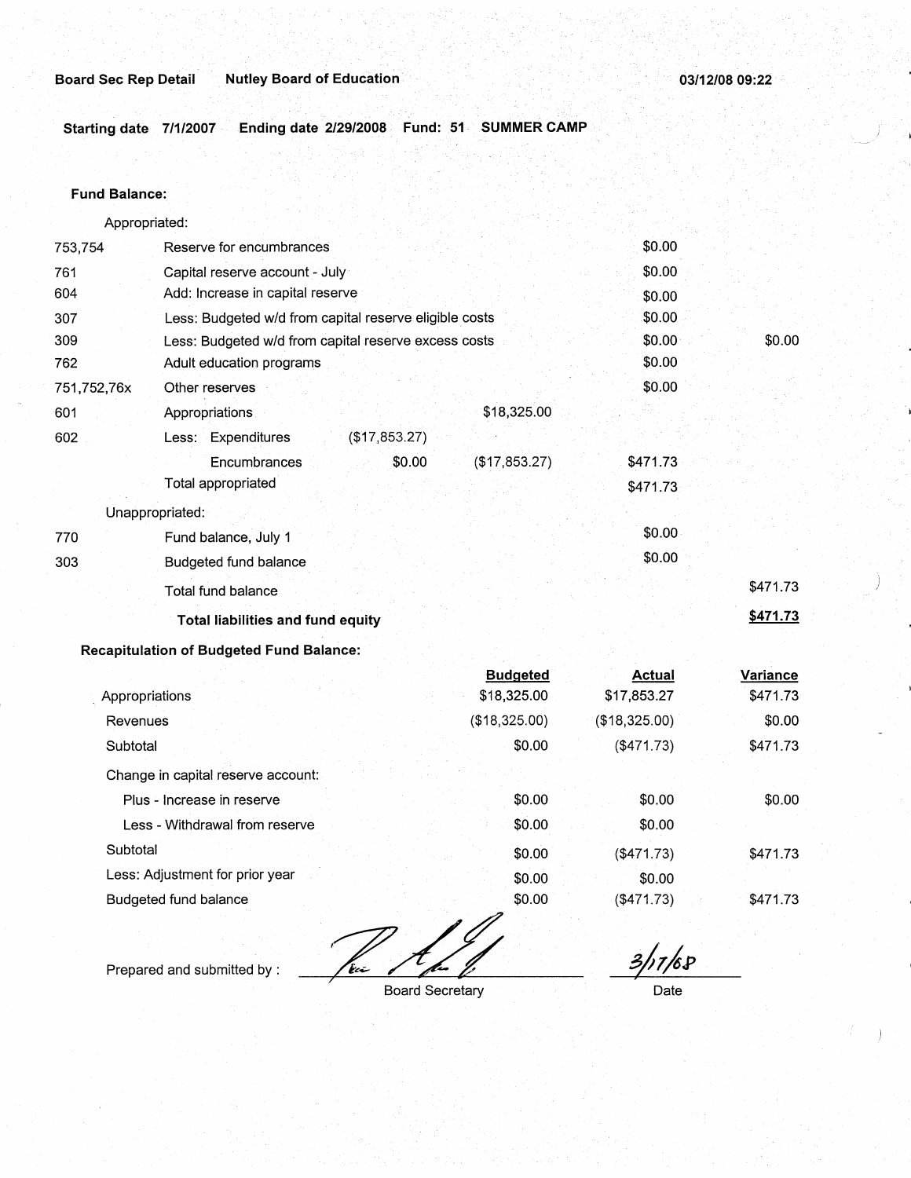**Board Sec Rep Detail** **Nutley Board of Education** **03/12/08 09:22**

**Starting date 7/1/2007** **Ending date 2/29/2008** **Fund: 51** **SUMMER CAMP**

**Fund Balance:**

| | | | | | |
|---|---|---|---|---|---|
| | Appropriated: | | | | |
| 753,754 | Reserve for encumbrances | | | $0.00 | |
| 761 | Capital reserve account - July | | | $0.00 | |
| 604 | Add: Increase in capital reserve | | | $0.00 | |
| 307 | Less: Budgeted w/d from capital reserve eligible costs | | | $0.00 | |
| 309 | Less: Budgeted w/d from capital reserve excess costs | | | $0.00 | $0.00 |
| 762 | Adult education programs | | | $0.00 | |
| 751,752,76x | Other reserves | | | $0.00 | |
| 601 | Appropriations | | $18,325.00 | | |
| 602 | Less: Expenditures | ($17,853.27) | | | |
| | Encumbrances | $0.00 | ($17,853.27) | $471.73 | |
| | Total appropriated | | | $471.73 | |
| | Unappropriated: | | | | |
| 770 | Fund balance, July 1 | | | $0.00 | |
| 303 | Budgeted fund balance | | | $0.00 | |
| | Total fund balance | | | | $471.73 |
| | **Total liabilities and fund equity** | | | | **$471.73** |

**Recapitulation of Budgeted Fund Balance:**

| | Budgeted | Actual | Variance |
|---|---|---|---|
| Appropriations | $18,325.00 | $17,853.27 | $471.73 |
| Revenues | ($18,325.00) | ($18,325.00) | $0.00 |
| Subtotal | $0.00 | ($471.73) | $471.73 |
| Change in capital reserve account: | | | |
| Plus - Increase in reserve | $0.00 | $0.00 | $0.00 |
| Less - Withdrawal from reserve | $0.00 | $0.00 | |
| Subtotal | $0.00 | ($471.73) | $471.73 |
| Less: Adjustment for prior year | $0.00 | $0.00 | |
| Budgeted fund balance | $0.00 | ($471.73) | $471.73 |

Prepared and submitted by : ______________________ Board Secretary

3/17/08
Date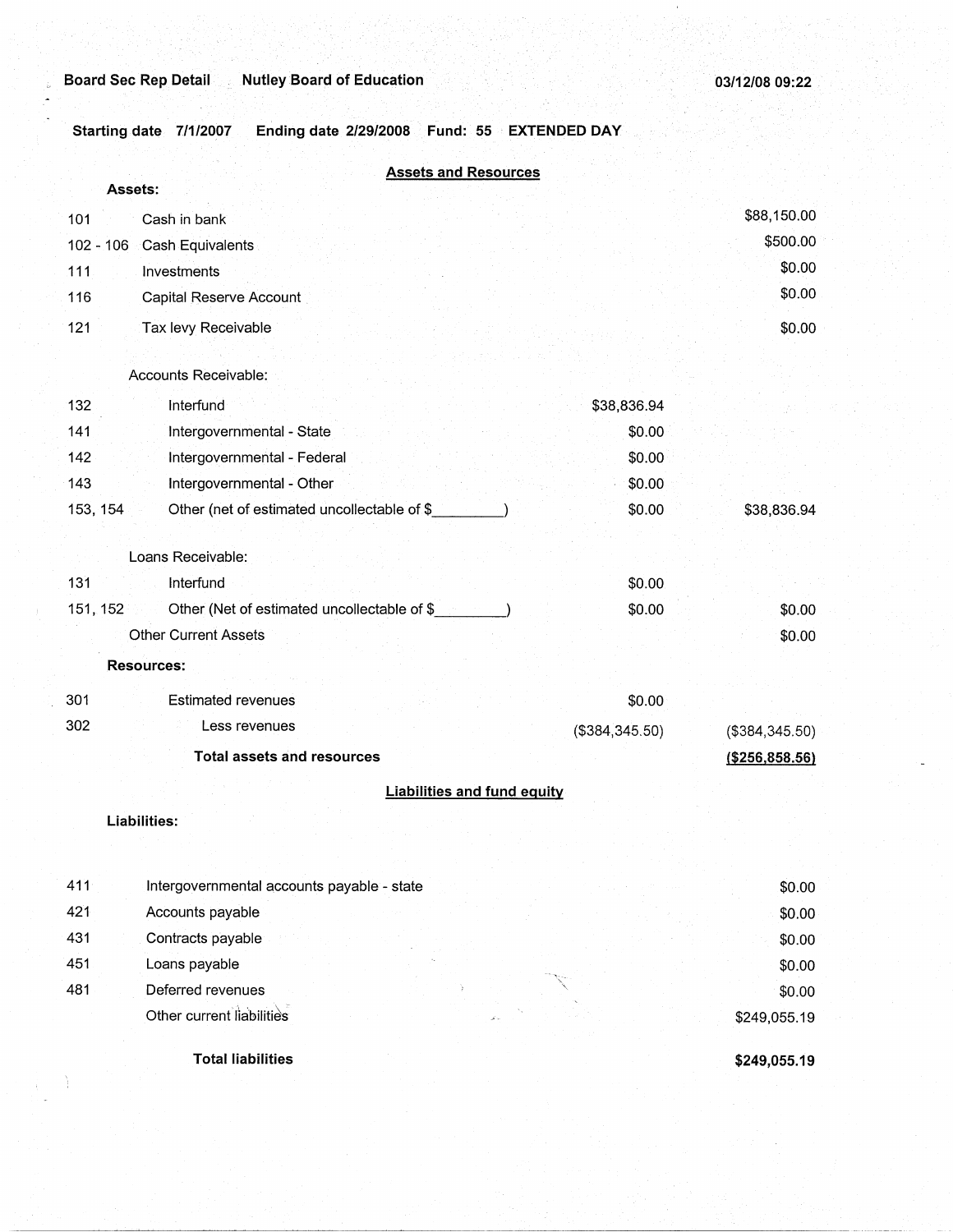Board Sec Rep Detail    Nutley Board of Education    03/12/08 09:22

Starting date 7/1/2007    Ending date 2/29/2008    Fund: 55    EXTENDED DAY

## Assets and Resources

**Assets:**

| Code | Description | | Amount |
|---|---|---|---|
| 101 | Cash in bank | | $88,150.00 |
| 102 - 106 | Cash Equivalents | | $500.00 |
| 111 | Investments | | $0.00 |
| 116 | Capital Reserve Account | | $0.00 |
| 121 | Tax levy Receivable | | $0.00 |
| | Accounts Receivable: | | |
| 132 | Interfund | $38,836.94 | |
| 141 | Intergovernmental - State | $0.00 | |
| 142 | Intergovernmental - Federal | $0.00 | |
| 143 | Intergovernmental - Other | $0.00 | |
| 153, 154 | Other (net of estimated uncollectable of $_________) | $0.00 | $38,836.94 |
| | Loans Receivable: | | |
| 131 | Interfund | $0.00 | |
| 151, 152 | Other (Net of estimated uncollectable of $_________) | $0.00 | $0.00 |
| | Other Current Assets | | $0.00 |
| | **Resources:** | | |
| 301 | Estimated revenues | $0.00 | |
| 302 | Less revenues | ($384,345.50) | ($384,345.50) |
| | **Total assets and resources** | | **($256,858.56)** |

## Liabilities and fund equity

**Liabilities:**

| Code | Description | Amount |
|---|---|---|
| 411 | Intergovernmental accounts payable - state | $0.00 |
| 421 | Accounts payable | $0.00 |
| 431 | Contracts payable | $0.00 |
| 451 | Loans payable | $0.00 |
| 481 | Deferred revenues | $0.00 |
| | Other current liabilities | $249,055.19 |
| | **Total liabilities** | **$249,055.19** |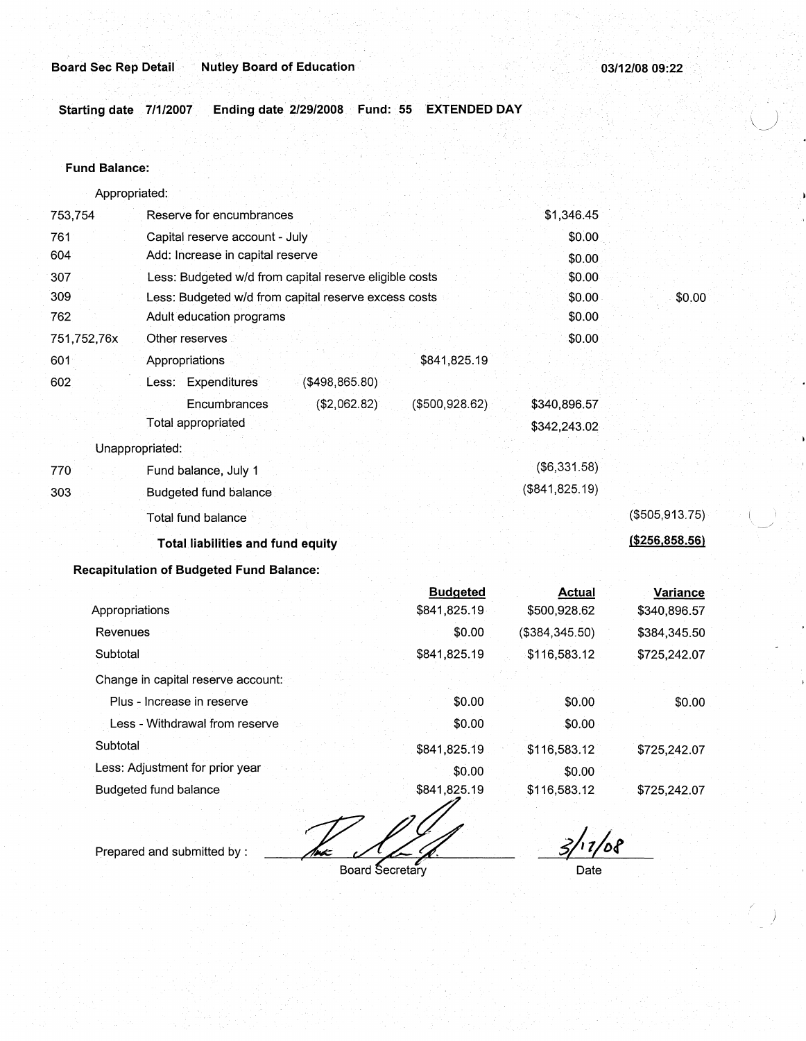**Board Sec Rep Detail** **Nutley Board of Education** **03/12/08 09:22**

**Starting date 7/1/2007 Ending date 2/29/2008 Fund: 55 EXTENDED DAY**

**Fund Balance:**

| | | | | | |
|---|---|---|---|---|---|
| | Appropriated: | | | | |
| 753,754 | Reserve for encumbrances | | | $1,346.45 | |
| 761 | Capital reserve account - July | | | $0.00 | |
| 604 | Add: Increase in capital reserve | | | $0.00 | |
| 307 | Less: Budgeted w/d from capital reserve eligible costs | | | $0.00 | |
| 309 | Less: Budgeted w/d from capital reserve excess costs | | | $0.00 | $0.00 |
| 762 | Adult education programs | | | $0.00 | |
| 751,752,76x | Other reserves | | | $0.00 | |
| 601 | Appropriations | | $841,825.19 | | |
| 602 | Less: Expenditures | ($498,865.80) | | | |
| | Encumbrances | ($2,062.82) | ($500,928.62) | $340,896.57 | |
| | Total appropriated | | | $342,243.02 | |
| | Unappropriated: | | | | |
| 770 | Fund balance, July 1 | | | ($6,331.58) | |
| 303 | Budgeted fund balance | | | ($841,825.19) | |
| | Total fund balance | | | | ($505,913.75) |
| | **Total liabilities and fund equity** | | | | **($256,858.56)** |

**Recapitulation of Budgeted Fund Balance:**

| | Budgeted | Actual | Variance |
|---|---|---|---|
| Appropriations | $841,825.19 | $500,928.62 | $340,896.57 |
| Revenues | $0.00 | ($384,345.50) | $384,345.50 |
| Subtotal | $841,825.19 | $116,583.12 | $725,242.07 |
| Change in capital reserve account: | | | |
| Plus - Increase in reserve | $0.00 | $0.00 | $0.00 |
| Less - Withdrawal from reserve | $0.00 | $0.00 | |
| Subtotal | $841,825.19 | $116,583.12 | $725,242.07 |
| Less: Adjustment for prior year | $0.00 | $0.00 | |
| Budgeted fund balance | $841,825.19 | $116,583.12 | $725,242.07 |

Prepared and submitted by : ______________________ Board Secretary

3/12/08 Date